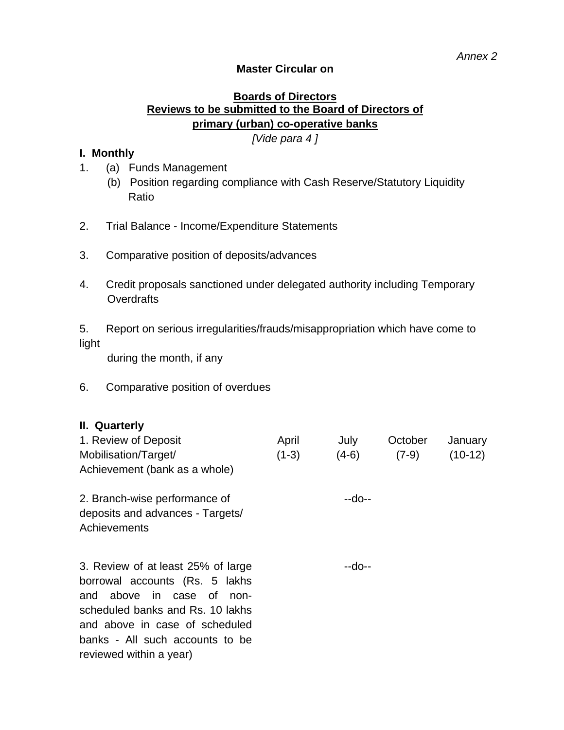*Annex 2*

**Master Circular on**

**Boards of Directors**

**Reviews to be submitted to the Board of Directors of primary (urban) co-operative banks**

*[Vide para 4 ]*

## I. Monthly

1. (a) Funds Management
   (b) Position regarding compliance with Cash Reserve/Statutory Liquidity Ratio

2. Trial Balance - Income/Expenditure Statements

3. Comparative position of deposits/advances

4. Credit proposals sanctioned under delegated authority including Temporary Overdrafts

5. Report on serious irregularities/frauds/misappropriation which have come to light during the month, if any

6. Comparative position of overdues

## II. Quarterly

| | | | | |
|---|---|---|---|---|
| 1. Review of Deposit Mobilisation/Target/ Achievement (bank as a whole) | April (1-3) | July (4-6) | October (7-9) | January (10-12) |
| 2. Branch-wise performance of deposits and advances - Targets/ Achievements | | --do-- | | |
| 3. Review of at least 25% of large borrowal accounts (Rs. 5 lakhs and above in case of non-scheduled banks and Rs. 10 lakhs and above in case of scheduled banks - All such accounts to be reviewed within a year) | | --do-- | | |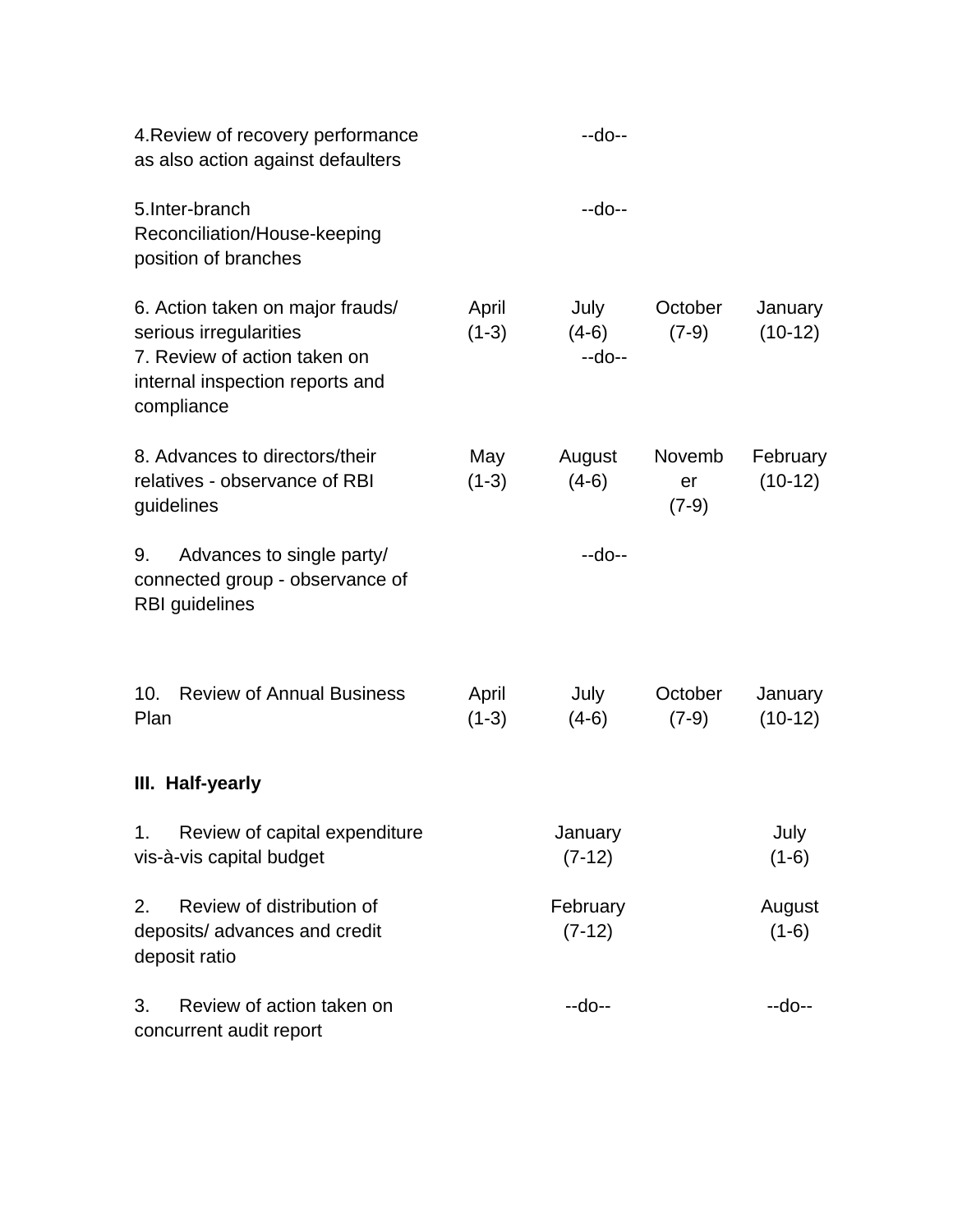| | | | | |
|---|---|---|---|---|
| 4.Review of recovery performance as also action against defaulters | | --do-- | | |
| 5.Inter-branch Reconciliation/House-keeping position of branches | | --do-- | | |
| 6. Action taken on major frauds/ serious irregularities | April (1-3) | July (4-6) | October (7-9) | January (10-12) |
| 7. Review of action taken on internal inspection reports and compliance | | --do-- | | |
| 8. Advances to directors/their relatives - observance of RBI guidelines | May (1-3) | August (4-6) | November (7-9) | February (10-12) |
| 9. Advances to single party/ connected group - observance of RBI guidelines | | --do-- | | |
| 10. Review of Annual Business Plan | April (1-3) | July (4-6) | October (7-9) | January (10-12) |

**III. Half-yearly**

| | | |
|---|---|---|
| 1. Review of capital expenditure vis-à-vis capital budget | January (7-12) | July (1-6) |
| 2. Review of distribution of deposits/ advances and credit deposit ratio | February (7-12) | August (1-6) |
| 3. Review of action taken on concurrent audit report | --do-- | --do-- |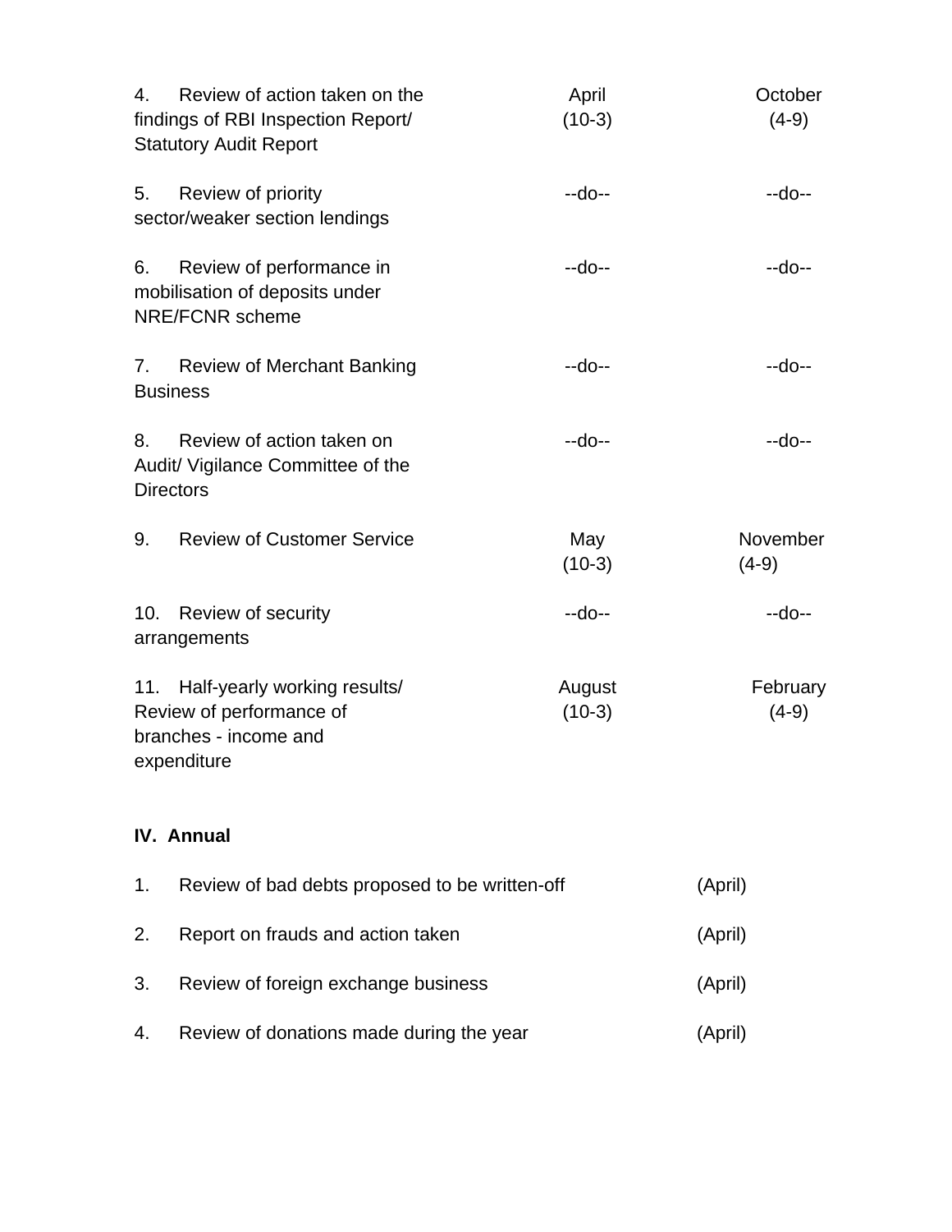| | | |
|---|---|---|
| 4. Review of action taken on the findings of RBI Inspection Report/ Statutory Audit Report | April (10-3) | October (4-9) |
| 5. Review of priority sector/weaker section lendings | --do-- | --do-- |
| 6. Review of performance in mobilisation of deposits under NRE/FCNR scheme | --do-- | --do-- |
| 7. Review of Merchant Banking Business | --do-- | --do-- |
| 8. Review of action taken on Audit/ Vigilance Committee of the Directors | --do-- | --do-- |
| 9. Review of Customer Service | May (10-3) | November (4-9) |
| 10. Review of security arrangements | --do-- | --do-- |
| 11. Half-yearly working results/ Review of performance of branches - income and expenditure | August (10-3) | February (4-9) |

**IV. Annual**

| | | |
|---|---|---|
| 1. | Review of bad debts proposed to be written-off | (April) |
| 2. | Report on frauds and action taken | (April) |
| 3. | Review of foreign exchange business | (April) |
| 4. | Review of donations made during the year | (April) |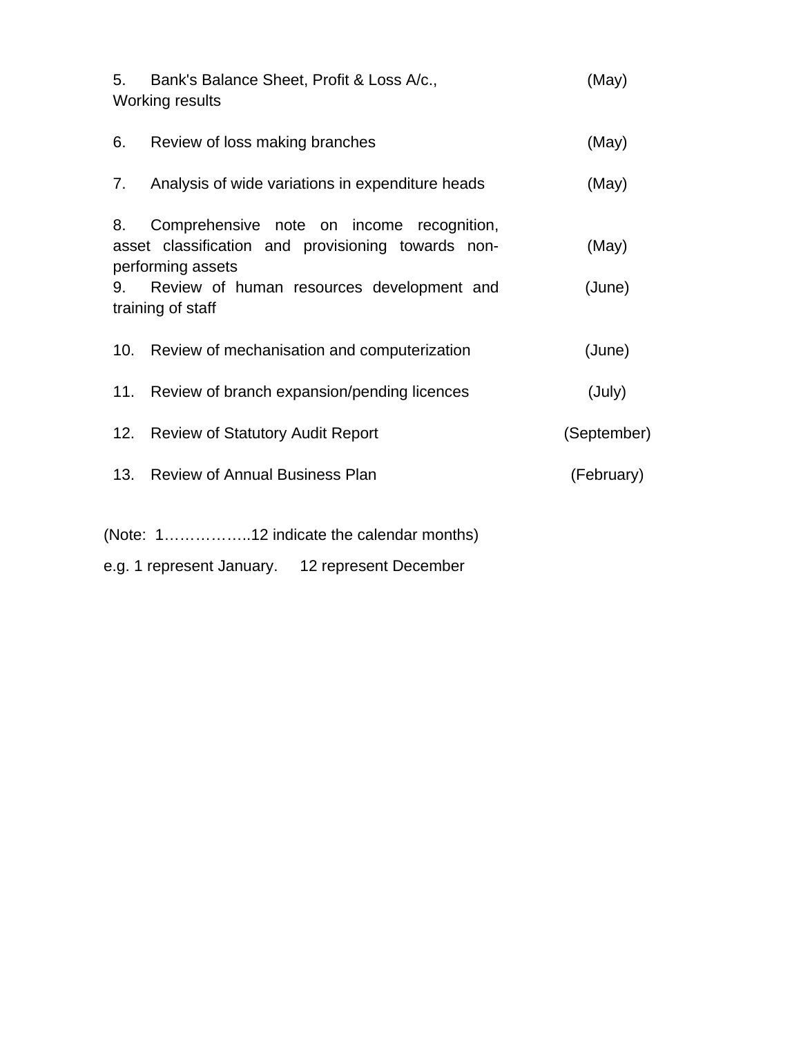| | | |
|---|---|---|
| 5. | Bank's Balance Sheet, Profit & Loss A/c., Working results | (May) |
| 6. | Review of loss making branches | (May) |
| 7. | Analysis of wide variations in expenditure heads | (May) |
| 8. | Comprehensive note on income recognition, asset classification and provisioning towards non-performing assets | (May) |
| 9. | Review of human resources development and training of staff | (June) |
| 10. | Review of mechanisation and computerization | (June) |
| 11. | Review of branch expansion/pending licences | (July) |
| 12. | Review of Statutory Audit Report | (September) |
| 13. | Review of Annual Business Plan | (February) |

(Note: 1……………..12 indicate the calendar months)

e.g. 1 represent January. 12 represent December